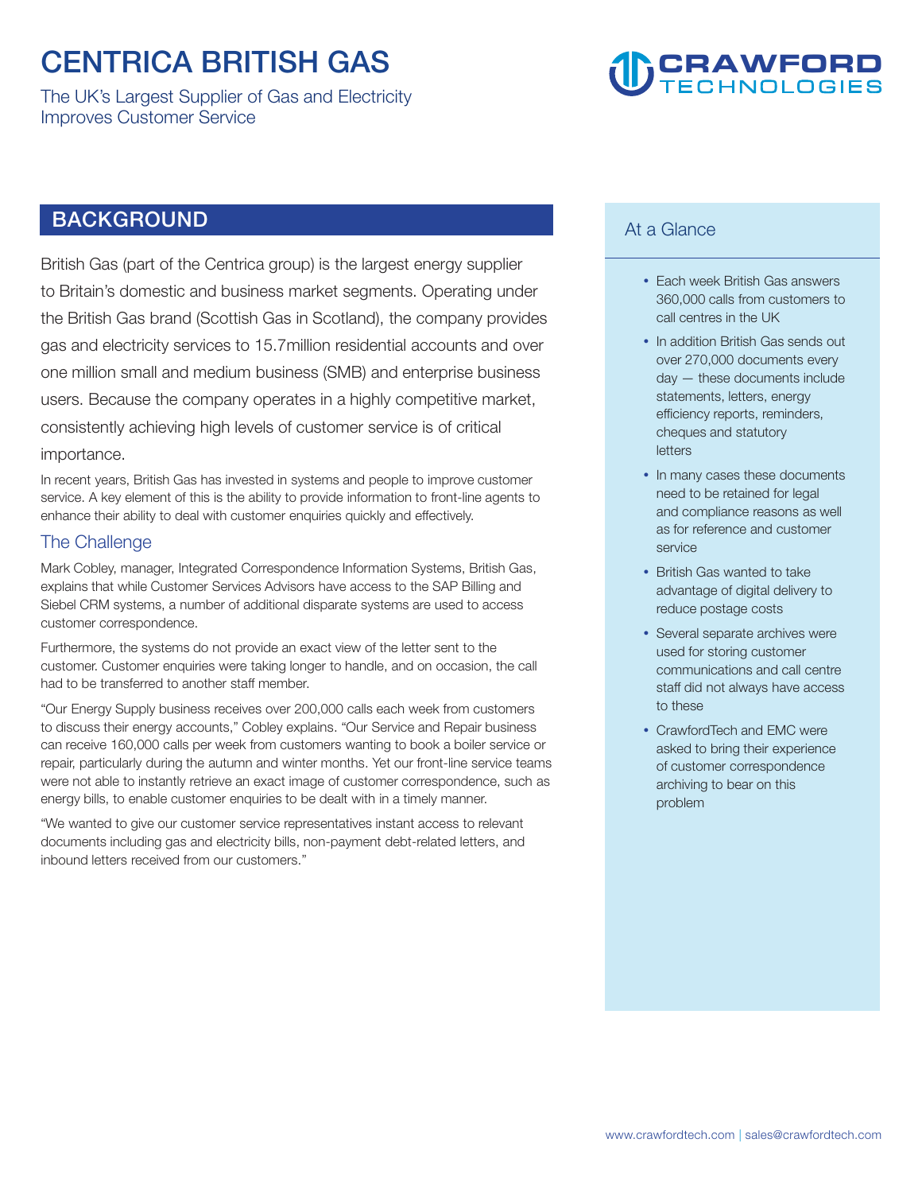# CENTRICA BRITISH GAS

The UK's Largest Supplier of Gas and Electricity Improves Customer Service

CRAWFORD TECHNOLOGIES

## BACKGROUND

British Gas (part of the Centrica group) is the largest energy supplier to Britain's domestic and business market segments. Operating under the British Gas brand (Scottish Gas in Scotland), the company provides gas and electricity services to 15.7million residential accounts and over one million small and medium business (SMB) and enterprise business users. Because the company operates in a highly competitive market, consistently achieving high levels of customer service is of critical importance.

In recent years, British Gas has invested in systems and people to improve customer service. A key element of this is the ability to provide information to front-line agents to enhance their ability to deal with customer enquiries quickly and effectively.

### The Challenge

Mark Cobley, manager, Integrated Correspondence Information Systems, British Gas, explains that while Customer Services Advisors have access to the SAP Billing and Siebel CRM systems, a number of additional disparate systems are used to access customer correspondence.

Furthermore, the systems do not provide an exact view of the letter sent to the customer. Customer enquiries were taking longer to handle, and on occasion, the call had to be transferred to another staff member.

"Our Energy Supply business receives over 200,000 calls each week from customers to discuss their energy accounts," Cobley explains. "Our Service and Repair business can receive 160,000 calls per week from customers wanting to book a boiler service or repair, particularly during the autumn and winter months. Yet our front-line service teams were not able to instantly retrieve an exact image of customer correspondence, such as energy bills, to enable customer enquiries to be dealt with in a timely manner.

"We wanted to give our customer service representatives instant access to relevant documents including gas and electricity bills, non-payment debt-related letters, and inbound letters received from our customers."

### At a Glance

- Each week British Gas answers 360,000 calls from customers to call centres in the UK
- In addition British Gas sends out over 270,000 documents every day — these documents include statements, letters, energy efficiency reports, reminders, cheques and statutory letters
- In many cases these documents need to be retained for legal and compliance reasons as well as for reference and customer service
- British Gas wanted to take advantage of digital delivery to reduce postage costs
- Several separate archives were used for storing customer communications and call centre staff did not always have access to these
- CrawfordTech and EMC were asked to bring their experience of customer correspondence archiving to bear on this problem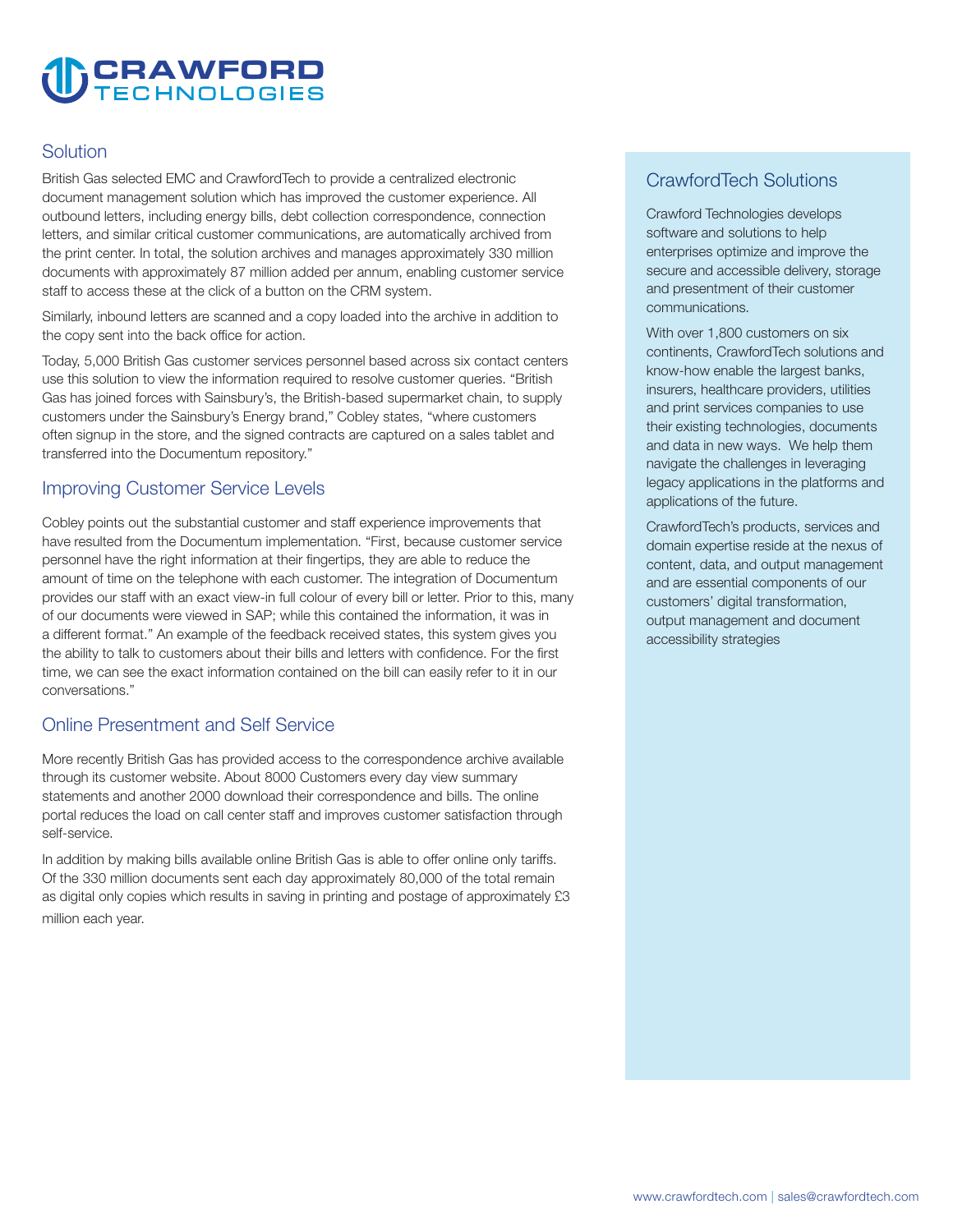## Solution

British Gas selected EMC and CrawfordTech to provide a centralized electronic document management solution which has improved the customer experience. All outbound letters, including energy bills, debt collection correspondence, connection letters, and similar critical customer communications, are automatically archived from the print center. In total, the solution archives and manages approximately 330 million documents with approximately 87 million added per annum, enabling customer service staff to access these at the click of a button on the CRM system.

Similarly, inbound letters are scanned and a copy loaded into the archive in addition to the copy sent into the back office for action.

Today, 5,000 British Gas customer services personnel based across six contact centers use this solution to view the information required to resolve customer queries. "British Gas has joined forces with Sainsbury's, the British-based supermarket chain, to supply customers under the Sainsbury's Energy brand," Cobley states, "where customers often signup in the store, and the signed contracts are captured on a sales tablet and transferred into the Documentum repository."

## Improving Customer Service Levels

Cobley points out the substantial customer and staff experience improvements that have resulted from the Documentum implementation. "First, because customer service personnel have the right information at their fingertips, they are able to reduce the amount of time on the telephone with each customer. The integration of Documentum provides our staff with an exact view-in full colour of every bill or letter. Prior to this, many of our documents were viewed in SAP; while this contained the information, it was in a different format." An example of the feedback received states, this system gives you the ability to talk to customers about their bills and letters with confidence. For the first time, we can see the exact information contained on the bill can easily refer to it in our conversations."

## Online Presentment and Self Service

More recently British Gas has provided access to the correspondence archive available through its customer website. About 8000 Customers every day view summary statements and another 2000 download their correspondence and bills. The online portal reduces the load on call center staff and improves customer satisfaction through self-service.

In addition by making bills available online British Gas is able to offer online only tariffs. Of the 330 million documents sent each day approximately 80,000 of the total remain as digital only copies which results in saving in printing and postage of approximately £3 million each year.

## CrawfordTech Solutions

Crawford Technologies develops software and solutions to help enterprises optimize and improve the secure and accessible delivery, storage and presentment of their customer communications.

With over 1,800 customers on six continents, CrawfordTech solutions and know-how enable the largest banks, insurers, healthcare providers, utilities and print services companies to use their existing technologies, documents and data in new ways. We help them navigate the challenges in leveraging legacy applications in the platforms and applications of the future.

CrawfordTech's products, services and domain expertise reside at the nexus of content, data, and output management and are essential components of our customers' digital transformation, output management and document accessibility strategies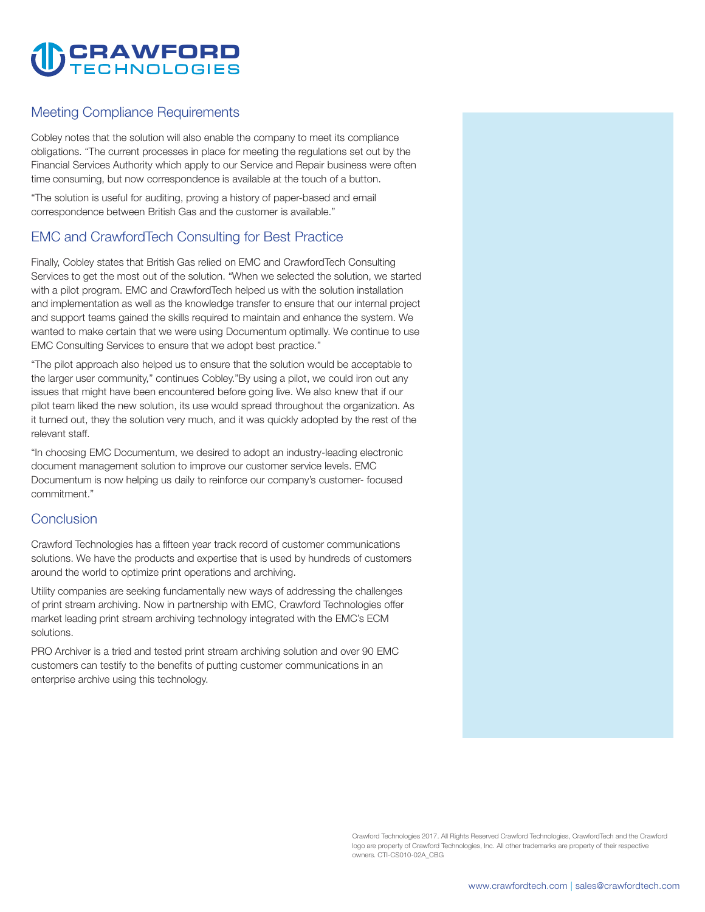## Meeting Compliance Requirements

Cobley notes that the solution will also enable the company to meet its compliance obligations. "The current processes in place for meeting the regulations set out by the Financial Services Authority which apply to our Service and Repair business were often time consuming, but now correspondence is available at the touch of a button.

"The solution is useful for auditing, proving a history of paper-based and email correspondence between British Gas and the customer is available."

## EMC and CrawfordTech Consulting for Best Practice

Finally, Cobley states that British Gas relied on EMC and CrawfordTech Consulting Services to get the most out of the solution. "When we selected the solution, we started with a pilot program. EMC and CrawfordTech helped us with the solution installation and implementation as well as the knowledge transfer to ensure that our internal project and support teams gained the skills required to maintain and enhance the system. We wanted to make certain that we were using Documentum optimally. We continue to use EMC Consulting Services to ensure that we adopt best practice."

"The pilot approach also helped us to ensure that the solution would be acceptable to the larger user community," continues Cobley."By using a pilot, we could iron out any issues that might have been encountered before going live. We also knew that if our pilot team liked the new solution, its use would spread throughout the organization. As it turned out, they the solution very much, and it was quickly adopted by the rest of the relevant staff.

"In choosing EMC Documentum, we desired to adopt an industry-leading electronic document management solution to improve our customer service levels. EMC Documentum is now helping us daily to reinforce our company's customer- focused commitment."

## Conclusion

Crawford Technologies has a fifteen year track record of customer communications solutions. We have the products and expertise that is used by hundreds of customers around the world to optimize print operations and archiving.

Utility companies are seeking fundamentally new ways of addressing the challenges of print stream archiving. Now in partnership with EMC, Crawford Technologies offer market leading print stream archiving technology integrated with the EMC's ECM solutions.

PRO Archiver is a tried and tested print stream archiving solution and over 90 EMC customers can testify to the benefits of putting customer communications in an enterprise archive using this technology.

Crawford Technologies 2017. All Rights Reserved Crawford Technologies, CrawfordTech and the Crawford logo are property of Crawford Technologies, Inc. All other trademarks are property of their respective owners. CTI-CS010-02A_CBG

www.crawfordtech.com | sales@crawfordtech.com